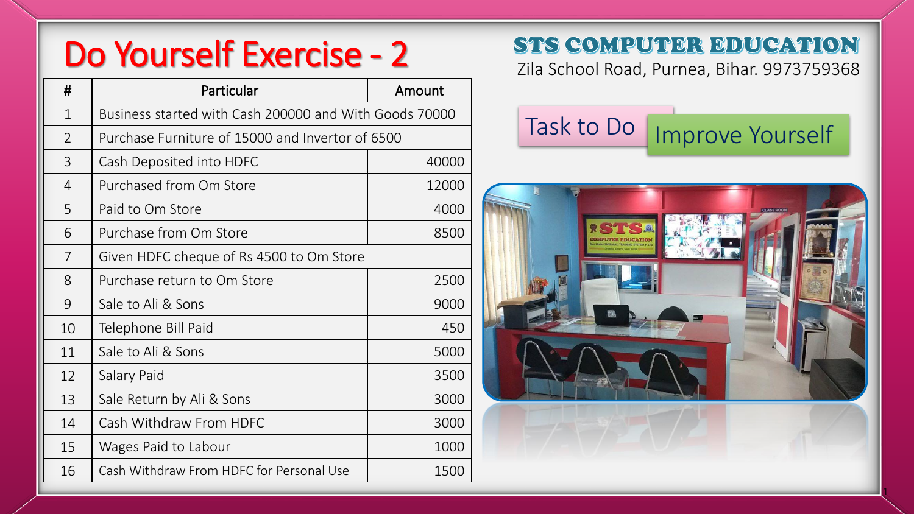# Do Yourself Exercise - 2

**STS COMPUTER EDUCATION**
Zila School Road, Purnea, Bihar. 9973759368

Task to Do

Improve Yourself

| # | Particular | Amount |
|---|---|---|
| 1 | Business started with Cash 200000 and With Goods 70000 | |
| 2 | Purchase Furniture of 15000 and Invertor of 6500 | |
| 3 | Cash Deposited into HDFC | 40000 |
| 4 | Purchased from Om Store | 12000 |
| 5 | Paid to Om Store | 4000 |
| 6 | Purchase from Om Store | 8500 |
| 7 | Given HDFC cheque of Rs 4500 to Om Store | |
| 8 | Purchase return to Om Store | 2500 |
| 9 | Sale to Ali & Sons | 9000 |
| 10 | Telephone Bill Paid | 450 |
| 11 | Sale to Ali & Sons | 5000 |
| 12 | Salary Paid | 3500 |
| 13 | Sale Return by Ali & Sons | 3000 |
| 14 | Cash Withdraw From HDFC | 3000 |
| 15 | Wages Paid to Labour | 1000 |
| 16 | Cash Withdraw From HDFC for Personal Use | 1500 |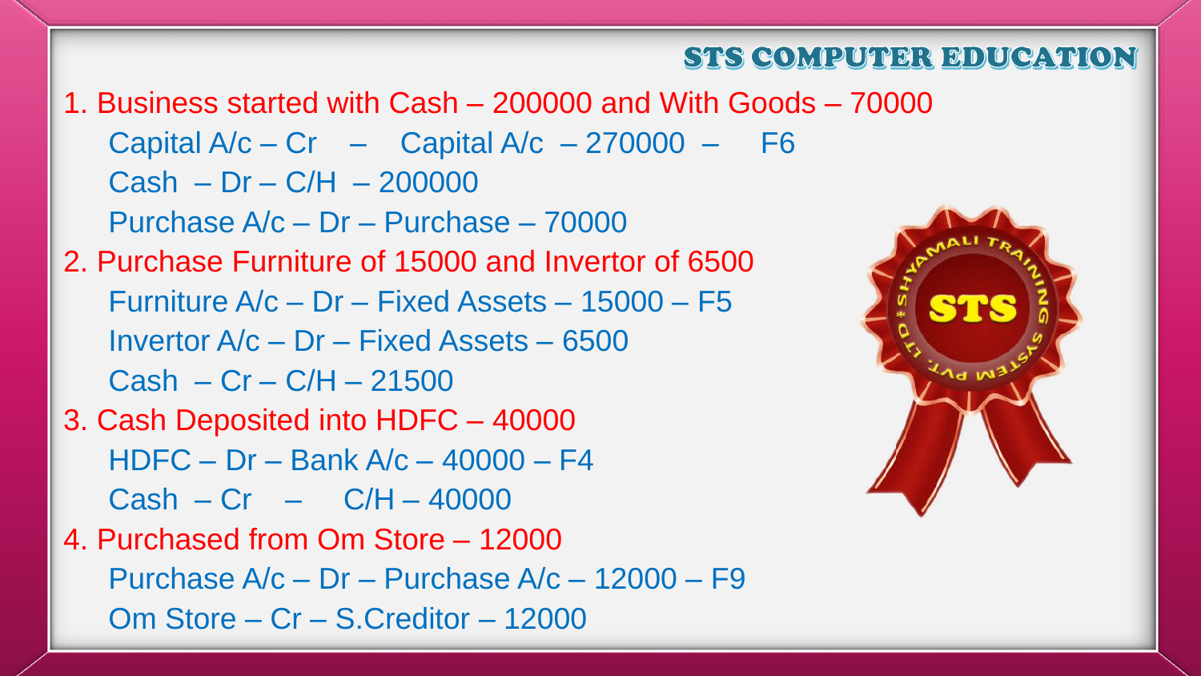1. Business started with Cash – 200000 and With Goods – 70000
    - Capital A/c – Cr – Capital A/c – 270000 – F6
    - Cash – Dr – C/H – 200000
    - Purchase A/c – Dr – Purchase – 70000
2. Purchase Furniture of 15000 and Invertor of 6500
    - Furniture A/c – Dr – Fixed Assets – 15000 – F5
    - Invertor A/c – Dr – Fixed Assets – 6500
    - Cash – Cr – C/H – 21500
3. Cash Deposited into HDFC – 40000
    - HDFC – Dr – Bank A/c – 40000 – F4
    - Cash – Cr – C/H – 40000
4. Purchased from Om Store – 12000
    - Purchase A/c – Dr – Purchase A/c – 12000 – F9
    - Om Store – Cr – S.Creditor – 12000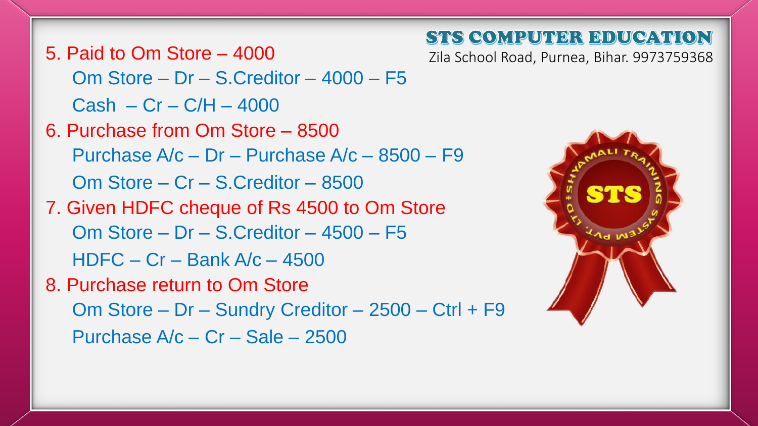5. Paid to Om Store – 4000

   Om Store – Dr – S.Creditor – 4000 – F5

   Cash – Cr – C/H – 4000

6. Purchase from Om Store – 8500

   Purchase A/c – Dr – Purchase A/c – 8500 – F9

   Om Store – Cr – S.Creditor – 8500

7. Given HDFC cheque of Rs 4500 to Om Store

   Om Store – Dr – S.Creditor – 4500 – F5

   HDFC – Cr – Bank A/c – 4500

8. Purchase return to Om Store

   Om Store – Dr – Sundry Creditor – 2500 – Ctrl + F9

   Purchase A/c – Cr – Sale – 2500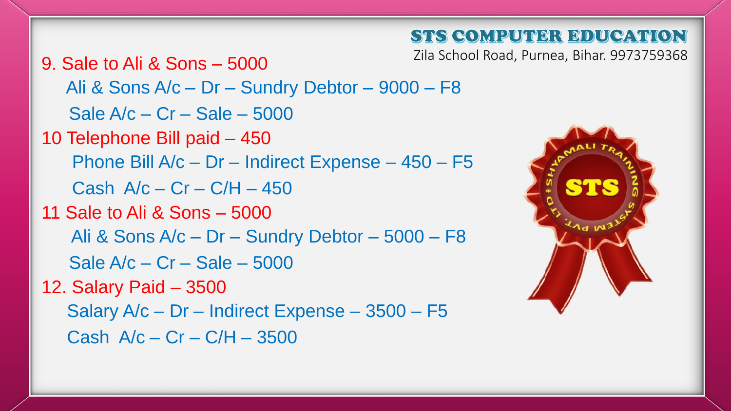9. Sale to Ali & Sons – 5000

Ali & Sons A/c – Dr – Sundry Debtor – 9000 – F8

Sale A/c – Cr – Sale – 5000

10 Telephone Bill paid – 450

Phone Bill A/c – Dr – Indirect Expense – 450 – F5

Cash A/c – Cr – C/H – 450

11 Sale to Ali & Sons – 5000

Ali & Sons A/c – Dr – Sundry Debtor – 5000 – F8

Sale A/c – Cr – Sale – 5000

12. Salary Paid – 3500

Salary A/c – Dr – Indirect Expense – 3500 – F5

Cash A/c – Cr – C/H – 3500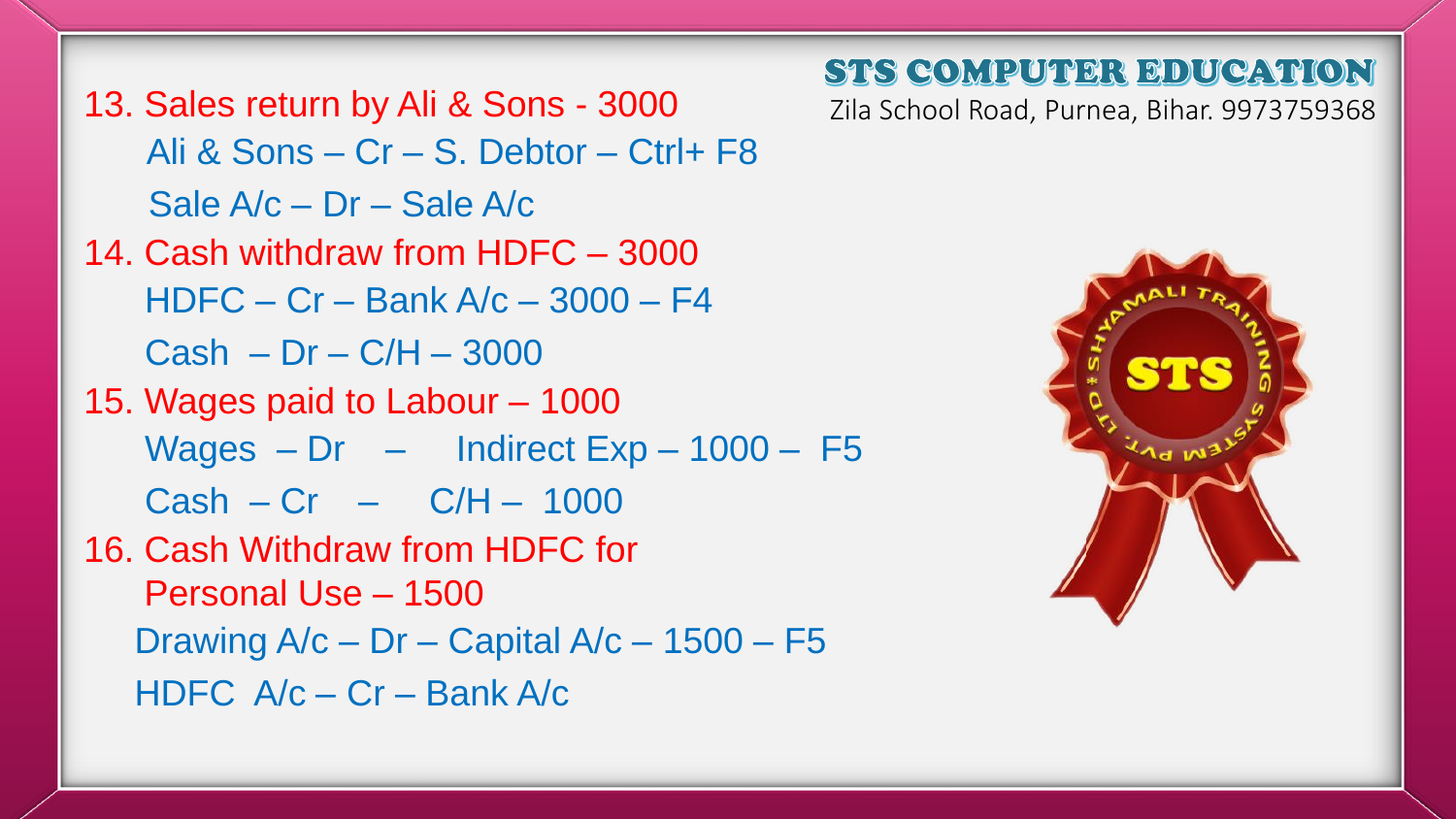STS COMPUTER EDUCATION
Zila School Road, Purnea, Bihar. 9973759368

13. Sales return by Ali & Sons - 3000
    Ali & Sons – Cr – S. Debtor – Ctrl+ F8
    Sale A/c – Dr – Sale A/c
14. Cash withdraw from HDFC – 3000
    HDFC – Cr – Bank A/c – 3000 – F4
    Cash – Dr – C/H – 3000
15. Wages paid to Labour – 1000
    Wages – Dr – Indirect Exp – 1000 – F5
    Cash – Cr – C/H – 1000
16. Cash Withdraw from HDFC for Personal Use – 1500
    Drawing A/c – Dr – Capital A/c – 1500 – F5
    HDFC A/c – Cr – Bank A/c